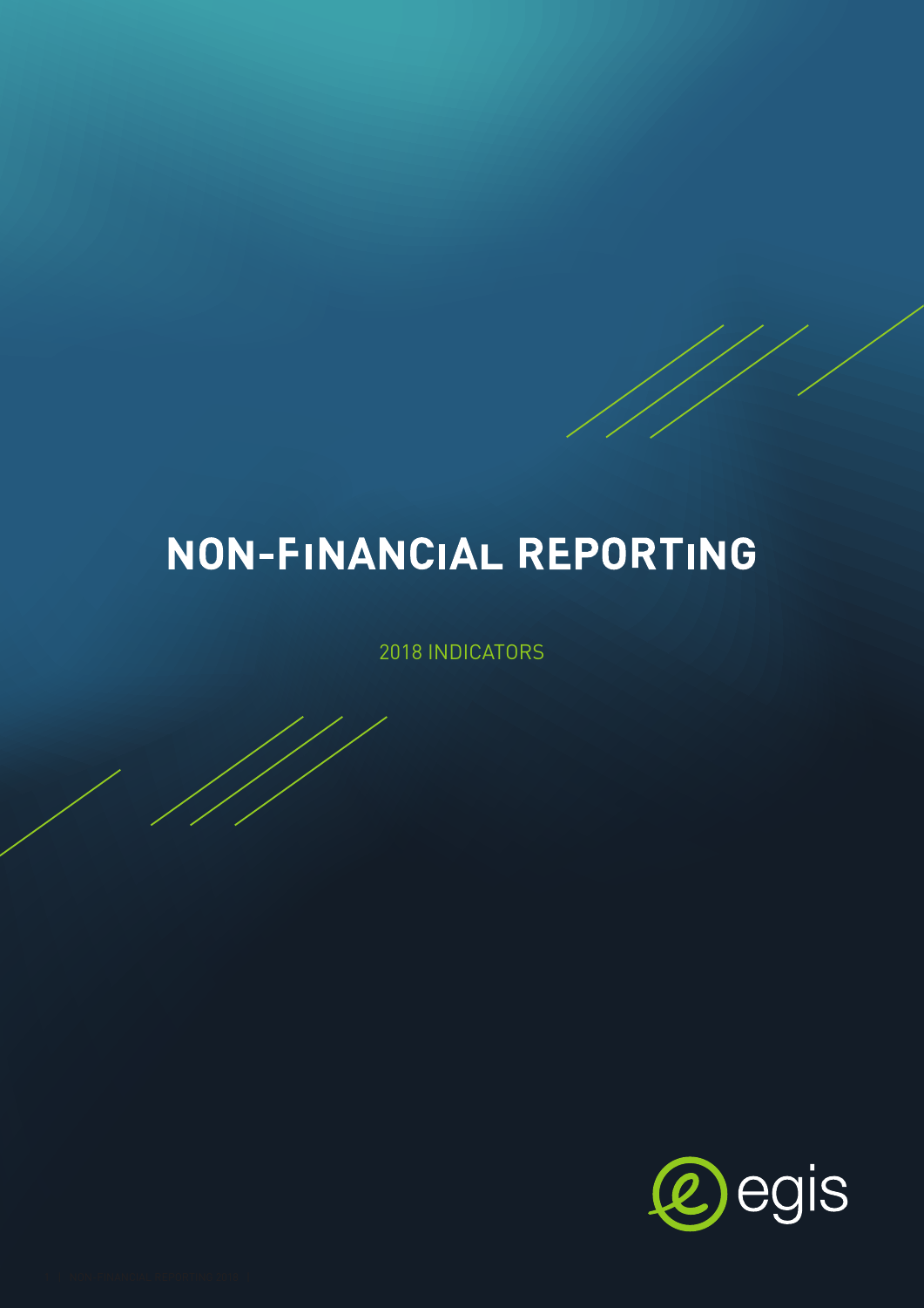# NON-FINANCIAL REPORTING

2018 INDICATORS

egis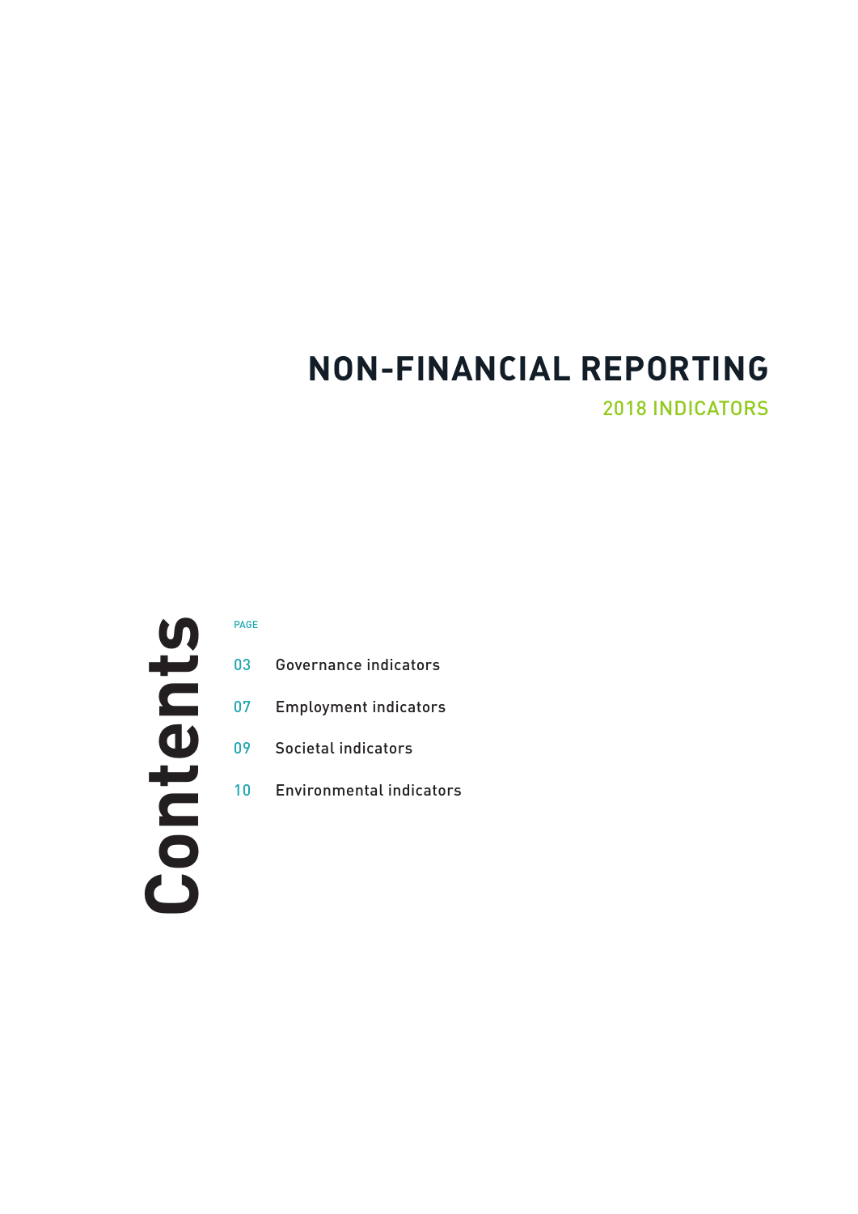# NON-FINANCIAL REPORTING

## 2018 INDICATORS

## Contents

| PAGE | |
|---|---|
| 03 | Governance indicators |
| 07 | Employment indicators |
| 09 | Societal indicators |
| 10 | Environmental indicators |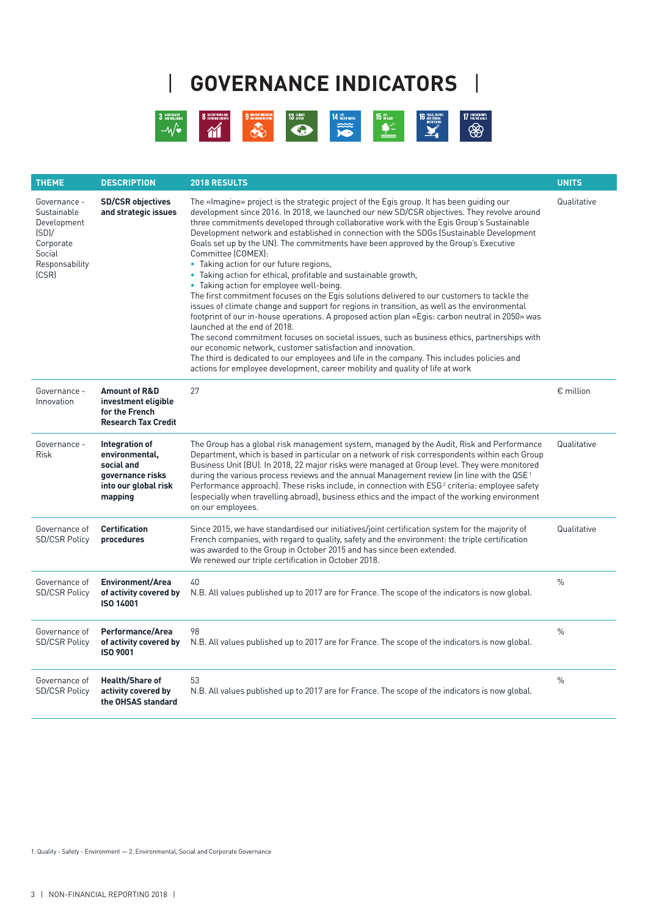# GOVERNANCE INDICATORS

| THEME | DESCRIPTION | 2018 RESULTS | UNITS |
|---|---|---|---|
| Governance - Sustainable Development (SD)/ Corporate Social Responsability (CSR) | **SD/CSR objectives and strategic issues** | The «Imagine» project is the strategic project of the Egis group. It has been guiding our development since 2016. In 2018, we launched our new SD/CSR objectives. They revolve around three commitments developed through collaborative work with the Egis Group's Sustainable Development network and established in connection with the SDGs (Sustainable Development Goals set up by the UN). The commitments have been approved by the Group's Executive Committee (COMEX):<br>• Taking action for our future regions,<br>• Taking action for ethical, profitable and sustainable growth,<br>• Taking action for employee well-being.<br>The first commitment focuses on the Egis solutions delivered to our customers to tackle the issues of climate change and support for regions in transition, as well as the environmental footprint of our in-house operations. A proposed action plan «Egis: carbon neutral in 2050» was launched at the end of 2018.<br>The second commitment focuses on societal issues, such as business ethics, partnerships with our economic network, customer satisfaction and innovation.<br>The third is dedicated to our employees and life in the company. This includes policies and actions for employee development, career mobility and quality of life at work | Qualitative |
| Governance - Innovation | **Amount of R&D investment eligible for the French Research Tax Credit** | 27 | € million |
| Governance - Risk | **Integration of environmental, social and governance risks into our global risk mapping** | The Group has a global risk management system, managed by the Audit, Risk and Performance Department, which is based in particular on a network of risk correspondents within each Group Business Unit (BU). In 2018, 22 major risks were managed at Group level. They were monitored during the various process reviews and the annual Management review (in line with the QSE[1] Performance approach). These risks include, in connection with ESG[2] criteria: employee safety (especially when travelling abroad), business ethics and the impact of the working environment on our employees. | Qualitative |
| Governance of SD/CSR Policy | **Certification procedures** | Since 2015, we have standardised our initiatives/joint certification system for the majority of French companies, with regard to quality, safety and the environment: the triple certification was awarded to the Group in October 2015 and has since been extended.<br>We renewed our triple certification in October 2018. | Qualitative |
| Governance of SD/CSR Policy | **Environment/Area of activity covered by ISO 14001** | 40<br>N.B. All values published up to 2017 are for France. The scope of the indicators is now global. | % |
| Governance of SD/CSR Policy | **Performance/Area of activity covered by ISO 9001** | 98<br>N.B. All values published up to 2017 are for France. The scope of the indicators is now global. | % |
| Governance of SD/CSR Policy | **Health/Share of activity covered by the OHSAS standard** | 53<br>N.B. All values published up to 2017 are for France. The scope of the indicators is now global. | % |

1. Quality - Safety - Environment — 2. Environmental, Social and Corporate Governance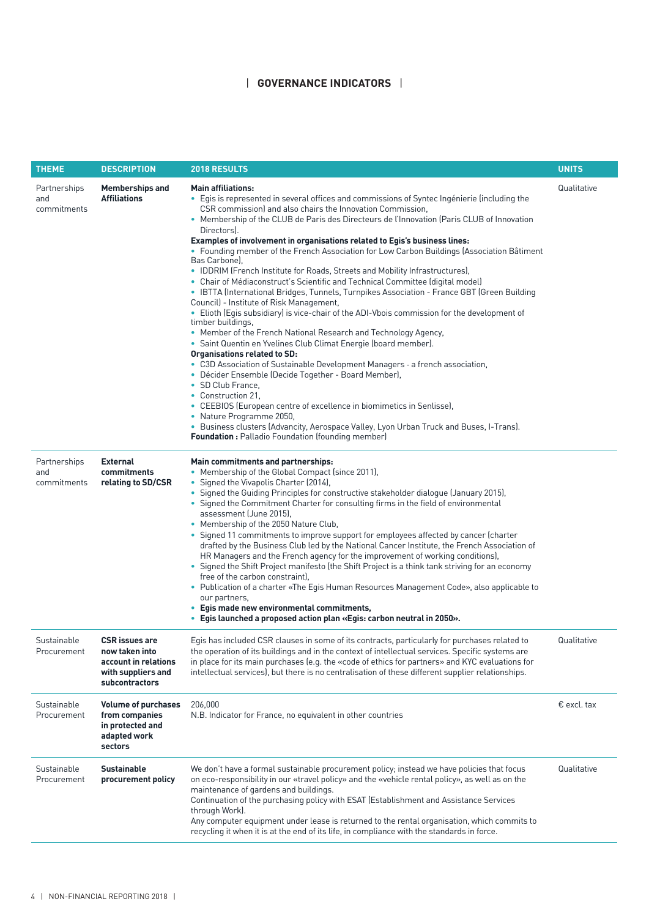## GOVERNANCE INDICATORS

| THEME | DESCRIPTION | 2018 RESULTS | UNITS |
|---|---|---|---|
| Partnerships and commitments | **Memberships and Affiliations** | **Main affiliations:**<br>• Egis is represented in several offices and commissions of Syntec Ingénierie (including the CSR commission) and also chairs the Innovation Commission,<br>• Membership of the CLUB de Paris des Directeurs de l'Innovation (Paris CLUB of Innovation Directors).<br>**Examples of involvement in organisations related to Egis's business lines:**<br>• Founding member of the French Association for Low Carbon Buildings (Association Bâtiment Bas Carbone),<br>• IDDRIM (French Institute for Roads, Streets and Mobility Infrastructures),<br>• Chair of Médiaconstruct's Scientific and Technical Committee (digital model)<br>• IBTTA (International Bridges, Tunnels, Turnpikes Association - France GBT (Green Building Council) - Institute of Risk Management,<br>• Elioth (Egis subsidiary) is vice-chair of the ADI-Vbois commission for the development of timber buildings,<br>• Member of the French National Research and Technology Agency,<br>• Saint Quentin en Yvelines Club Climat Energie (board member).<br>**Organisations related to SD:**<br>• C3D Association of Sustainable Development Managers - a french association,<br>• Décider Ensemble (Decide Together - Board Member),<br>• SD Club France,<br>• Construction 21,<br>• CEEBIOS (European centre of excellence in biomimetics in Senlisse),<br>• Nature Programme 2050,<br>• Business clusters (Advancity, Aerospace Valley, Lyon Urban Truck and Buses, I-Trans).<br>**Foundation :** Palladio Foundation (founding member) | Qualitative |
| Partnerships and commitments | **External commitments relating to SD/CSR** | **Main commitments and partnerships:**<br>• Membership of the Global Compact (since 2011),<br>• Signed the Vivapolis Charter (2014),<br>• Signed the Guiding Principles for constructive stakeholder dialogue (January 2015),<br>• Signed the Commitment Charter for consulting firms in the field of environmental assessment (June 2015),<br>• Membership of the 2050 Nature Club,<br>• Signed 11 commitments to improve support for employees affected by cancer (charter drafted by the Business Club led by the National Cancer Institute, the French Association of HR Managers and the French agency for the improvement of working conditions),<br>• Signed the Shift Project manifesto (the Shift Project is a think tank striving for an economy free of the carbon constraint),<br>• Publication of a charter «The Egis Human Resources Management Code», also applicable to our partners,<br>• **Egis made new environmental commitments,**<br>• **Egis launched a proposed action plan «Egis: carbon neutral in 2050».** | |
| Sustainable Procurement | **CSR issues are now taken into account in relations with suppliers and subcontractors** | Egis has included CSR clauses in some of its contracts, particularly for purchases related to the operation of its buildings and in the context of intellectual services. Specific systems are in place for its main purchases (e.g. the «code of ethics for partners» and KYC evaluations for intellectual services), but there is no centralisation of these different supplier relationships. | Qualitative |
| Sustainable Procurement | **Volume of purchases from companies in protected and adapted work sectors** | 206,000<br>N.B. Indicator for France, no equivalent in other countries | € excl. tax |
| Sustainable Procurement | **Sustainable procurement policy** | We don't have a formal sustainable procurement policy; instead we have policies that focus on eco-responsibility in our «travel policy» and the «vehicle rental policy», as well as on the maintenance of gardens and buildings.<br>Continuation of the purchasing policy with ESAT (Establishment and Assistance Services through Work).<br>Any computer equipment under lease is returned to the rental organisation, which commits to recycling it when it is at the end of its life, in compliance with the standards in force. | Qualitative |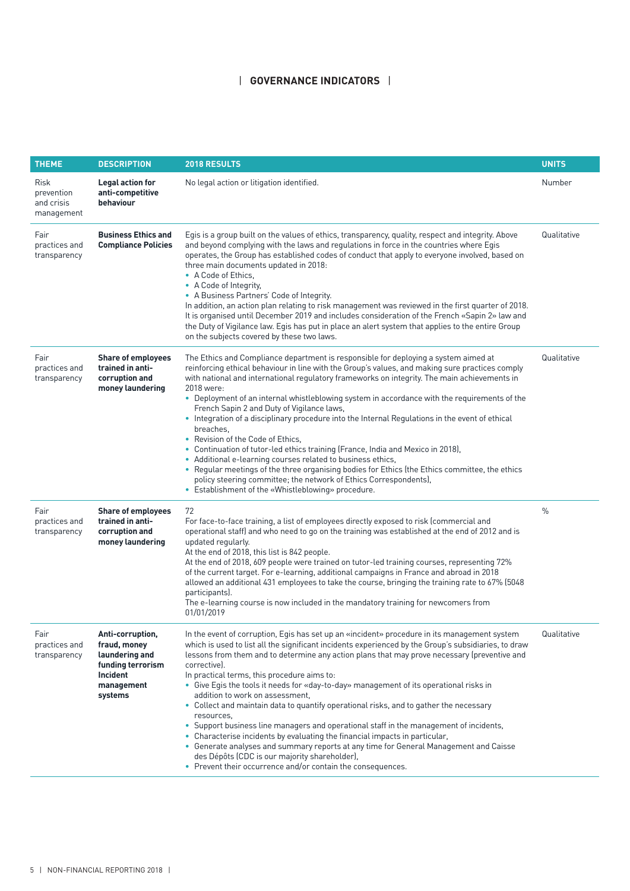# GOVERNANCE INDICATORS

| THEME | DESCRIPTION | 2018 RESULTS | UNITS |
|---|---|---|---|
| Risk prevention and crisis management | **Legal action for anti-competitive behaviour** | No legal action or litigation identified. | Number |
| Fair practices and transparency | **Business Ethics and Compliance Policies** | Egis is a group built on the values of ethics, transparency, quality, respect and integrity. Above and beyond complying with the laws and regulations in force in the countries where Egis operates, the Group has established codes of conduct that apply to everyone involved, based on three main documents updated in 2018:<br>• A Code of Ethics,<br>• A Code of Integrity,<br>• A Business Partners' Code of Integrity.<br>In addition, an action plan relating to risk management was reviewed in the first quarter of 2018. It is organised until December 2019 and includes consideration of the French «Sapin 2» law and the Duty of Vigilance law. Egis has put in place an alert system that applies to the entire Group on the subjects covered by these two laws. | Qualitative |
| Fair practices and transparency | **Share of employees trained in anti-corruption and money laundering** | The Ethics and Compliance department is responsible for deploying a system aimed at reinforcing ethical behaviour in line with the Group's values, and making sure practices comply with national and international regulatory frameworks on integrity. The main achievements in 2018 were:<br>• Deployment of an internal whistleblowing system in accordance with the requirements of the French Sapin 2 and Duty of Vigilance laws,<br>• Integration of a disciplinary procedure into the Internal Regulations in the event of ethical breaches,<br>• Revision of the Code of Ethics,<br>• Continuation of tutor-led ethics training (France, India and Mexico in 2018),<br>• Additional e-learning courses related to business ethics,<br>• Regular meetings of the three organising bodies for Ethics (the Ethics committee, the ethics policy steering committee; the network of Ethics Correspondents),<br>• Establishment of the «Whistleblowing» procedure. | Qualitative |
| Fair practices and transparency | **Share of employees trained in anti-corruption and money laundering** | 72<br>For face-to-face training, a list of employees directly exposed to risk (commercial and operational staff) and who need to go on the training was established at the end of 2012 and is updated regularly.<br>At the end of 2018, this list is 842 people.<br>At the end of 2018, 609 people were trained on tutor-led training courses, representing 72% of the current target. For e-learning, additional campaigns in France and abroad in 2018 allowed an additional 431 employees to take the course, bringing the training rate to 67% (5048 participants).<br>The e-learning course is now included in the mandatory training for newcomers from 01/01/2019 | % |
| Fair practices and transparency | **Anti-corruption, fraud, money laundering and funding terrorism Incident management systems** | In the event of corruption, Egis has set up an «incident» procedure in its management system which is used to list all the significant incidents experienced by the Group's subsidiaries, to draw lessons from them and to determine any action plans that may prove necessary (preventive and corrective).<br>In practical terms, this procedure aims to:<br>• Give Egis the tools it needs for «day-to-day» management of its operational risks in addition to work on assessment,<br>• Collect and maintain data to quantify operational risks, and to gather the necessary resources,<br>• Support business line managers and operational staff in the management of incidents,<br>• Characterise incidents by evaluating the financial impacts in particular,<br>• Generate analyses and summary reports at any time for General Management and Caisse des Dépôts (CDC is our majority shareholder),<br>• Prevent their occurrence and/or contain the consequences. | Qualitative |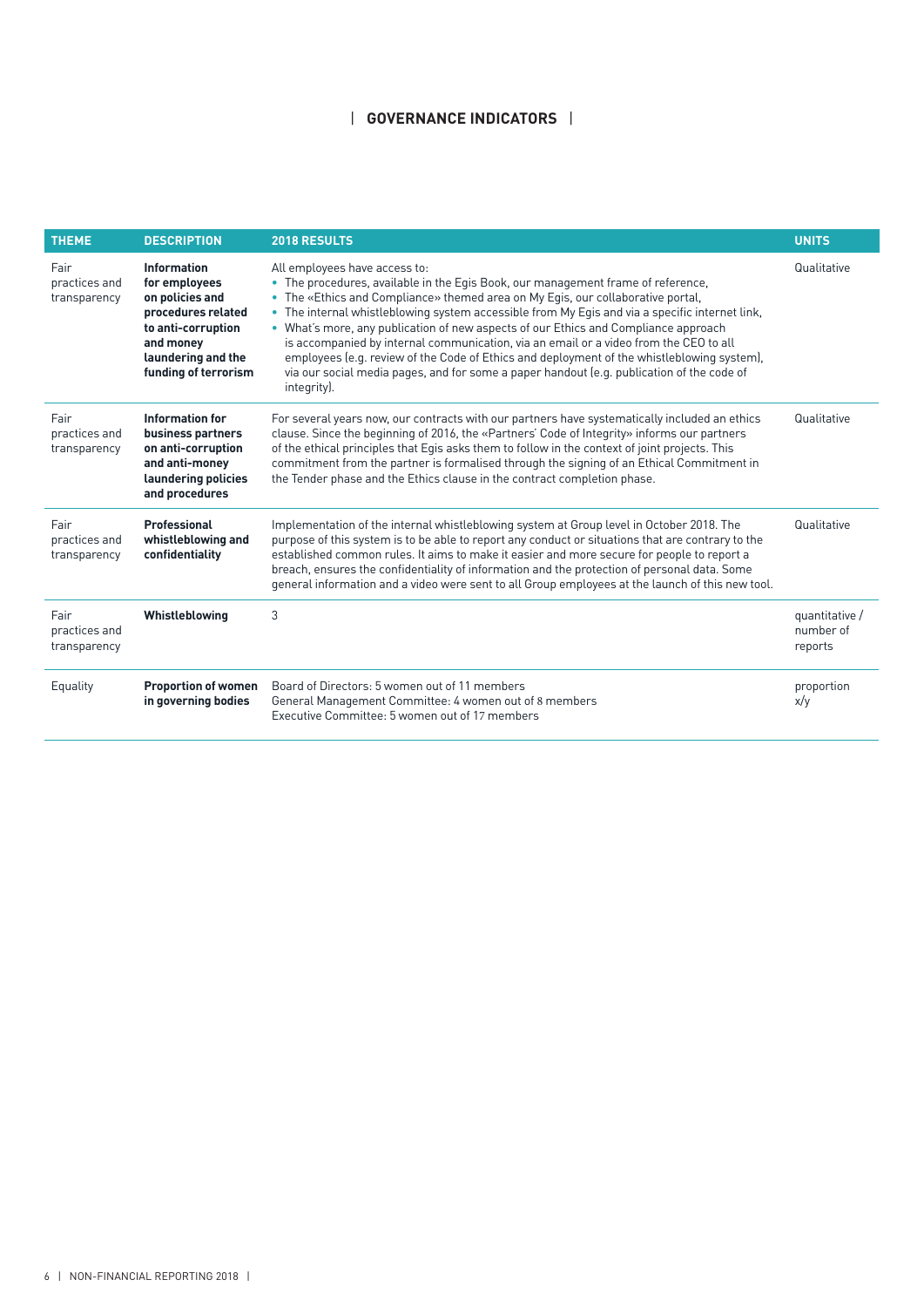## GOVERNANCE INDICATORS

| THEME | DESCRIPTION | 2018 RESULTS | UNITS |
|---|---|---|---|
| Fair practices and transparency | **Information for employees on policies and procedures related to anti-corruption and money laundering and the funding of terrorism** | All employees have access to:<br>• The procedures, available in the Egis Book, our management frame of reference,<br>• The «Ethics and Compliance» themed area on My Egis, our collaborative portal,<br>• The internal whistleblowing system accessible from My Egis and via a specific internet link,<br>• What's more, any publication of new aspects of our Ethics and Compliance approach is accompanied by internal communication, via an email or a video from the CEO to all employees (e.g. review of the Code of Ethics and deployment of the whistleblowing system), via our social media pages, and for some a paper handout (e.g. publication of the code of integrity). | Qualitative |
| Fair practices and transparency | **Information for business partners on anti-corruption and anti-money laundering policies and procedures** | For several years now, our contracts with our partners have systematically included an ethics clause. Since the beginning of 2016, the «Partners' Code of Integrity» informs our partners of the ethical principles that Egis asks them to follow in the context of joint projects. This commitment from the partner is formalised through the signing of an Ethical Commitment in the Tender phase and the Ethics clause in the contract completion phase. | Qualitative |
| Fair practices and transparency | **Professional whistleblowing and confidentiality** | Implementation of the internal whistleblowing system at Group level in October 2018. The purpose of this system is to be able to report any conduct or situations that are contrary to the established common rules. It aims to make it easier and more secure for people to report a breach, ensures the confidentiality of information and the protection of personal data. Some general information and a video were sent to all Group employees at the launch of this new tool. | Qualitative |
| Fair practices and transparency | **Whistleblowing** | 3 | quantitative / number of reports |
| Equality | **Proportion of women in governing bodies** | Board of Directors: 5 women out of 11 members<br>General Management Committee: 4 women out of 8 members<br>Executive Committee: 5 women out of 17 members | proportion x/y |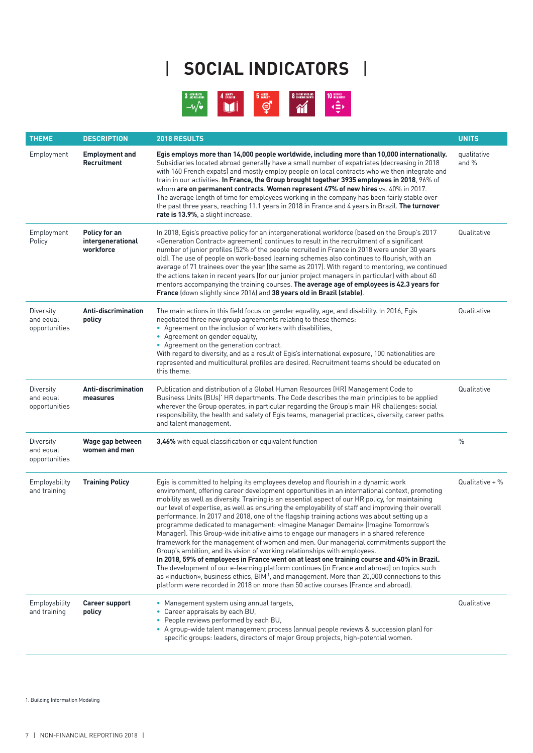# SOCIAL INDICATORS

| THEME | DESCRIPTION | 2018 RESULTS | UNITS |
|---|---|---|---|
| Employment | **Employment and Recruitment** | **Egis employs more than 14,000 people worldwide, including more than 10,000 internationally.** Subsidiaries located abroad generally have a small number of expatriates (decreasing in 2018 with 160 French expats) and mostly employ people on local contracts who we then integrate and train in our activities. **In France, the Group brought together 3935 employees in 2018**, 96% of whom **are on permanent contracts**. **Women represent 47% of new hires** vs. 40% in 2017. The average length of time for employees working in the company has been fairly stable over the past three years, reaching 11.1 years in 2018 in France and 4 years in Brazil. **The turnover rate is 13.9%**, a slight increase. | qualitative and % |
| Employment Policy | **Policy for an intergenerational workforce** | In 2018, Egis's proactive policy for an intergenerational workforce (based on the Group's 2017 «Generation Contract» agreement) continues to result in the recruitment of a significant number of junior profiles (52% of the people recruited in France in 2018 were under 30 years old). The use of people on work-based learning schemes also continues to flourish, with an average of 71 trainees over the year (the same as 2017). With regard to mentoring, we continued the actions taken in recent years (for our junior project managers in particular) with about 60 mentors accompanying the training courses. **The average age of employees is 42.3 years for France** (down slightly since 2016) and **38 years old in Brazil (stable)**. | Qualitative |
| Diversity and equal opportunities | **Anti-discrimination policy** | The main actions in this field focus on gender equality, age, and disability. In 2016, Egis negotiated three new group agreements relating to these themes:<br>• Agreement on the inclusion of workers with disabilities,<br>• Agreement on gender equality,<br>• Agreement on the generation contract.<br>With regard to diversity, and as a result of Egis's international exposure, 100 nationalities are represented and multicultural profiles are desired. Recruitment teams should be educated on this theme. | Qualitative |
| Diversity and equal opportunities | **Anti-discrimination measures** | Publication and distribution of a Global Human Resources (HR) Management Code to Business Units (BUs)' HR departments. The Code describes the main principles to be applied wherever the Group operates, in particular regarding the Group's main HR challenges: social responsibility, the health and safety of Egis teams, managerial practices, diversity, career paths and talent management. | Qualitative |
| Diversity and equal opportunities | **Wage gap between women and men** | **3,46%** with equal classification or equivalent function | % |
| Employability and training | **Training Policy** | Egis is committed to helping its employees develop and flourish in a dynamic work environment, offering career development opportunities in an international context, promoting mobility as well as diversity. Training is an essential aspect of our HR policy, for maintaining our level of expertise, as well as ensuring the employability of staff and improving their overall performance. In 2017 and 2018, one of the flagship training actions was about setting up a programme dedicated to management: «Imagine Manager Demain» (Imagine Tomorrow's Manager). This Group-wide initiative aims to engage our managers in a shared reference framework for the management of women and men. Our managerial commitments support the Group's ambition, and its vision of working relationships with employees.<br>**In 2018, 59% of employees in France went on at least one training course and 40% in Brazil.** The development of our e-learning platform continues (in France and abroad) on topics such as «induction», business ethics, BIM[1], and management. More than 20,000 connections to this platform were recorded in 2018 on more than 50 active courses (France and abroad). | Qualitative + % |
| Employability and training | **Career support policy** | • Management system using annual targets,<br>• Career appraisals by each BU,<br>• People reviews performed by each BU,<br>• A group-wide talent management process (annual people reviews & succession plan) for specific groups: leaders, directors of major Group projects, high-potential women. | Qualitative |

1. Building Information Modeling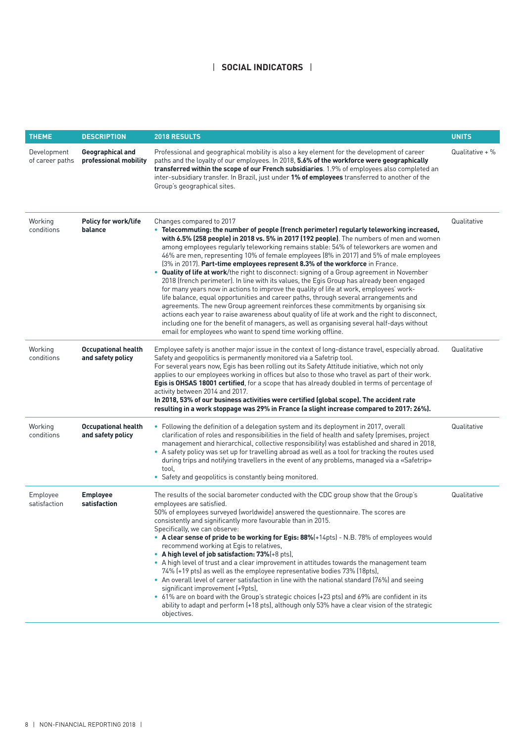## SOCIAL INDICATORS

| THEME | DESCRIPTION | 2018 RESULTS | UNITS |
|---|---|---|---|
| Development of career paths | **Geographical and professional mobility** | Professional and geographical mobility is also a key element for the development of career paths and the loyalty of our employees. In 2018, **5.6% of the workforce were geographically transferred within the scope of our French subsidiaries**. 1.9% of employees also completed an inter-subsidiary transfer. In Brazil, just under **1% of employees** transferred to another of the Group's geographical sites. | Qualitative + % |
| Working conditions | **Policy for work/life balance** | Changes compared to 2017<br>• **Telecommuting: the number of people (french perimeter) regularly teleworking increased, with 6.5% (258 people) in 2018 vs. 5% in 2017 (192 people)**. The numbers of men and women among employees regularly teleworking remains stable: 54% of teleworkers are women and 46% are men, representing 10% of female employees (8% in 2017) and 5% of male employees (3% in 2017). **Part-time employees represent 8.3% of the workforce** in France.<br>• **Quality of life at work**/the right to disconnect: signing of a Group agreement in November 2018 (french perimeter). In line with its values, the Egis Group has already been engaged for many years now in actions to improve the quality of life at work, employees' work-life balance, equal opportunities and career paths, through several arrangements and agreements. The new Group agreement reinforces these commitments by organising six actions each year to raise awareness about quality of life at work and the right to disconnect, including one for the benefit of managers, as well as organising several half-days without email for employees who want to spend time working offline. | Qualitative |
| Working conditions | **Occupational health and safety policy** | Employee safety is another major issue in the context of long-distance travel, especially abroad. Safety and geopolitics is permanently monitored via a Safetrip tool.<br>For several years now, Egis has been rolling out its Safety Attitude initiative, which not only applies to our employees working in offices but also to those who travel as part of their work. **Egis is OHSAS 18001 certified**, for a scope that has already doubled in terms of percentage of activity between 2014 and 2017.<br>**In 2018, 53% of our business activities were certified (global scope). The accident rate resulting in a work stoppage was 29% in France (a slight increase compared to 2017: 26%).** | Qualitative |
| Working conditions | **Occupational health and safety policy** | • Following the definition of a delegation system and its deployment in 2017, overall clarification of roles and responsibilities in the field of health and safety (premises, project management and hierarchical, collective responsibility) was established and shared in 2018,<br>• A safety policy was set up for travelling abroad as well as a tool for tracking the routes used during trips and notifying travellers in the event of any problems, managed via a «Safetrip» tool,<br>• Safety and geopolitics is constantly being monitored. | Qualitative |
| Employee satisfaction | **Employee satisfaction** | The results of the social barometer conducted with the CDC group show that the Group's employees are satisfied.<br>50% of employees surveyed (worldwide) answered the questionnaire. The scores are consistently and significantly more favourable than in 2015.<br>Specifically, we can observe:<br>• **A clear sense of pride to be working for Egis: 88%**(+14pts) - N.B. 78% of employees would recommend working at Egis to relatives,<br>• **A high level of job satisfaction: 73%**(+8 pts),<br>• A high level of trust and a clear improvement in attitudes towards the management team 74% (+19 pts) as well as the employee representative bodies 73% (18pts),<br>• An overall level of career satisfaction in line with the national standard (76%) and seeing significant improvement (+9pts),<br>• 61% are on board with the Group's strategic choices (+23 pts) and 69% are confident in its ability to adapt and perform (+18 pts), although only 53% have a clear vision of the strategic objectives. | Qualitative |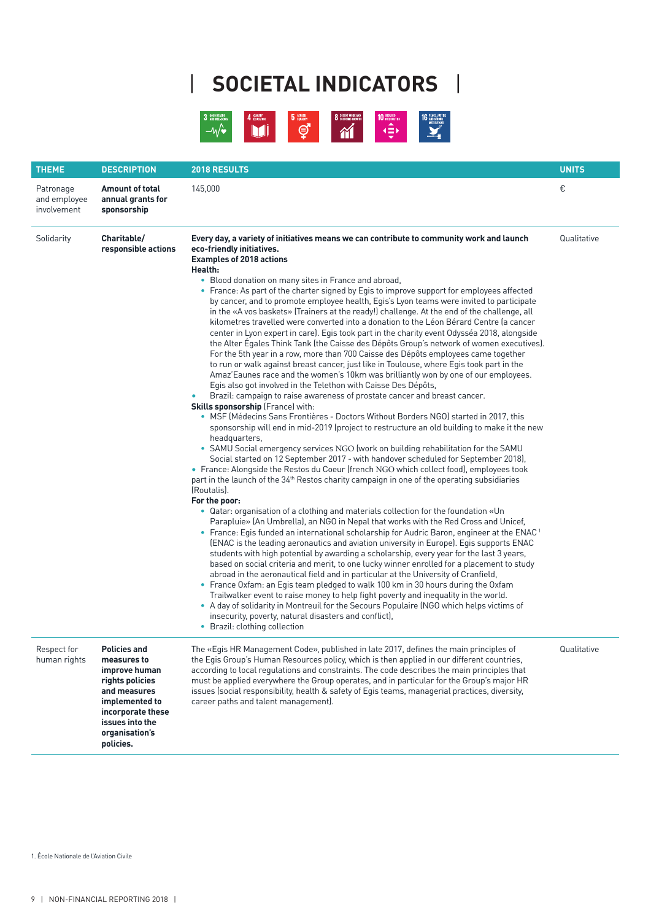# SOCIETAL INDICATORS

| THEME | DESCRIPTION | 2018 RESULTS | UNITS |
|---|---|---|---|
| Patronage and employee involvement | **Amount of total annual grants for sponsorship** | 145,000 | € |
| Solidarity | **Charitable/ responsible actions** | **Every day, a variety of initiatives means we can contribute to community work and launch eco-friendly initiatives.**<br>**Examples of 2018 actions**<br>**Health:**<br>• Blood donation on many sites in France and abroad,<br>• France: As part of the charter signed by Egis to improve support for employees affected by cancer, and to promote employee health, Egis's Lyon teams were invited to participate in the «A vos baskets» (Trainers at the ready!) challenge. At the end of the challenge, all kilometres travelled were converted into a donation to the Léon Bérard Centre (a cancer center in Lyon expert in care). Egis took part in the charity event Odysséa 2018, alongside the Alter Égales Think Tank (the Caisse des Dépôts Group's network of women executives). For the 5th year in a row, more than 700 Caisse des Dépôts employees came together to run or walk against breast cancer, just like in Toulouse, where Egis took part in the Amaz'Eaunes race and the women's 10km was brilliantly won by one of our employees. Egis also got involved in the Telethon with Caisse Des Dépôts,<br>• Brazil: campaign to raise awareness of prostate cancer and breast cancer.<br>**Skills sponsorship** (France) with:<br>• MSF (Médecins Sans Frontières - Doctors Without Borders NGO) started in 2017, this sponsorship will end in mid-2019 (project to restructure an old building to make it the new headquarters,<br>• SAMU Social emergency services NGO (work on building rehabilitation for the SAMU Social started on 12 September 2017 - with handover scheduled for September 2018),<br>• France: Alongside the Restos du Coeur (french NGO which collect food), employees took part in the launch of the 34th Restos charity campaign in one of the operating subsidiaries (Routalis).<br>**For the poor:**<br>• Qatar: organisation of a clothing and materials collection for the foundation «Un Parapluie» (An Umbrella), an NGO in Nepal that works with the Red Cross and Unicef,<br>• France: Egis funded an international scholarship for Audric Baron, engineer at the ENAC[1] (ENAC is the leading aeronautics and aviation university in Europe). Egis supports ENAC students with high potential by awarding a scholarship, every year for the last 3 years, based on social criteria and merit, to one lucky winner enrolled for a placement to study abroad in the aeronautical field and in particular at the University of Cranfield,<br>• France Oxfam: an Egis team pledged to walk 100 km in 30 hours during the Oxfam Trailwalker event to raise money to help fight poverty and inequality in the world.<br>• A day of solidarity in Montreuil for the Secours Populaire (NGO which helps victims of insecurity, poverty, natural disasters and conflict),<br>• Brazil: clothing collection | Qualitative |
| Respect for human rights | **Policies and measures to improve human rights policies and measures implemented to incorporate these issues into the organisation's policies.** | The «Egis HR Management Code», published in late 2017, defines the main principles of the Egis Group's Human Resources policy, which is then applied in our different countries, according to local regulations and constraints. The code describes the main principles that must be applied everywhere the Group operates, and in particular for the Group's major HR issues (social responsibility, health & safety of Egis teams, managerial practices, diversity, career paths and talent management). | Qualitative |

1. École Nationale de l'Aviation Civile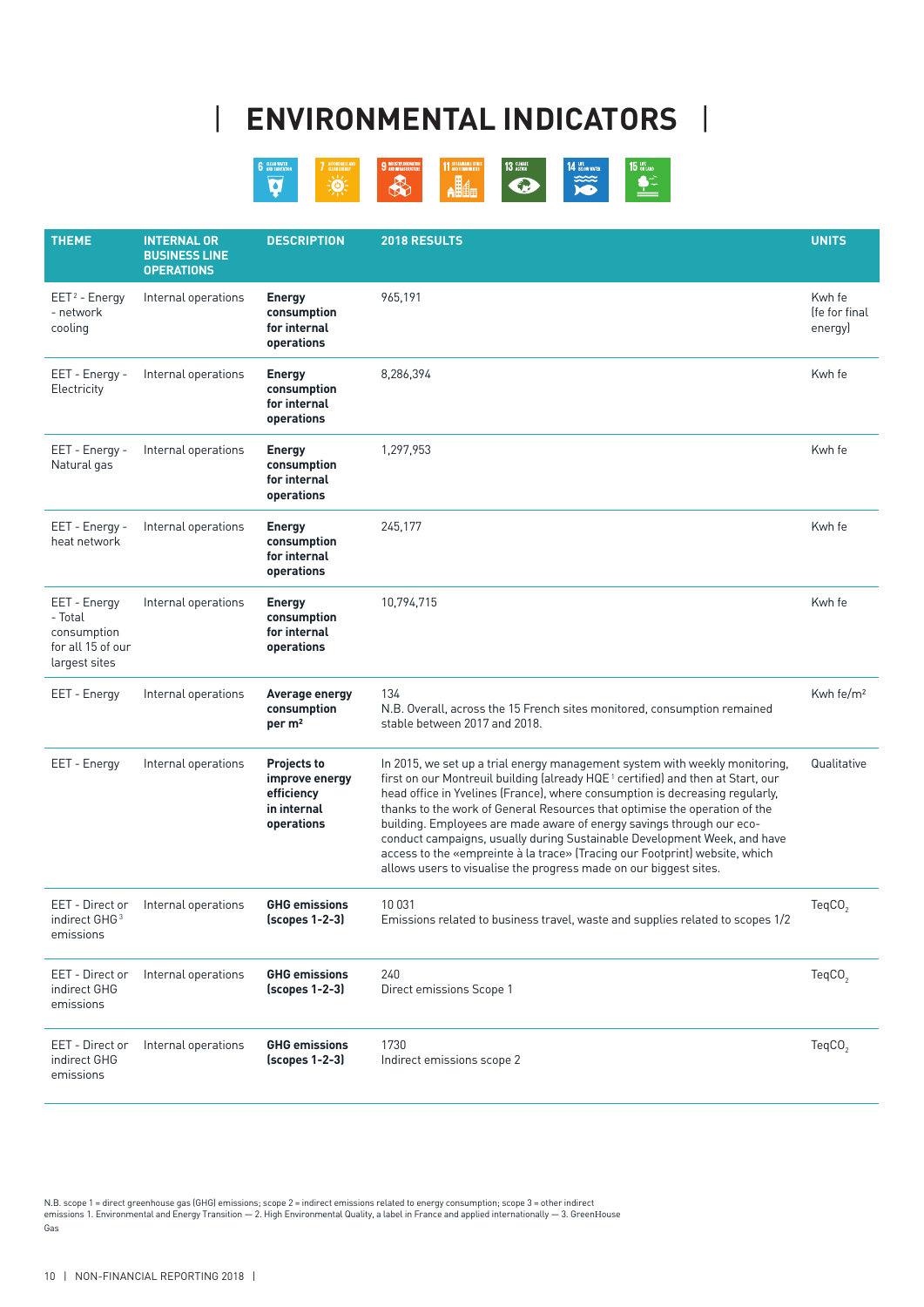# ENVIRONMENTAL INDICATORS

| THEME | INTERNAL OR BUSINESS LINE OPERATIONS | DESCRIPTION | 2018 RESULTS | UNITS |
|---|---|---|---|---|
| EET[2] - Energy - network cooling | Internal operations | **Energy consumption for internal operations** | 965,191 | Kwh fe (fe for final energy) |
| EET - Energy - Electricity | Internal operations | **Energy consumption for internal operations** | 8,286,394 | Kwh fe |
| EET - Energy - Natural gas | Internal operations | **Energy consumption for internal operations** | 1,297,953 | Kwh fe |
| EET - Energy - heat network | Internal operations | **Energy consumption for internal operations** | 245,177 | Kwh fe |
| EET - Energy - Total consumption for all 15 of our largest sites | Internal operations | **Energy consumption for internal operations** | 10,794,715 | Kwh fe |
| EET - Energy | Internal operations | **Average energy consumption per m²** | 134<br>N.B. Overall, across the 15 French sites monitored, consumption remained stable between 2017 and 2018. | Kwh fe/m² |
| EET - Energy | Internal operations | **Projects to improve energy efficiency in internal operations** | In 2015, we set up a trial energy management system with weekly monitoring, first on our Montreuil building (already HQE[1] certified) and then at Start, our head office in Yvelines (France), where consumption is decreasing regularly, thanks to the work of General Resources that optimise the operation of the building. Employees are made aware of energy savings through our eco-conduct campaigns, usually during Sustainable Development Week, and have access to the «empreinte à la trace» (Tracing our Footprint) website, which allows users to visualise the progress made on our biggest sites. | Qualitative |
| EET - Direct or indirect GHG[3] emissions | Internal operations | **GHG emissions (scopes 1-2-3)** | 10 031<br>Emissions related to business travel, waste and supplies related to scopes 1/2 | Teq$CO_2$ |
| EET - Direct or indirect GHG emissions | Internal operations | **GHG emissions (scopes 1-2-3)** | 240<br>Direct emissions Scope 1 | Teq$CO_2$ |
| EET - Direct or indirect GHG emissions | Internal operations | **GHG emissions (scopes 1-2-3)** | 1730<br>Indirect emissions scope 2 | Teq$CO_2$ |

N.B. scope 1 = direct greenhouse gas (GHG) emissions; scope 2 = indirect emissions related to energy consumption; scope 3 = other indirect emissions 1. Environmental and Energy Transition — 2. High Environmental Quality, a label in France and applied internationally — 3. GreenHouse Gas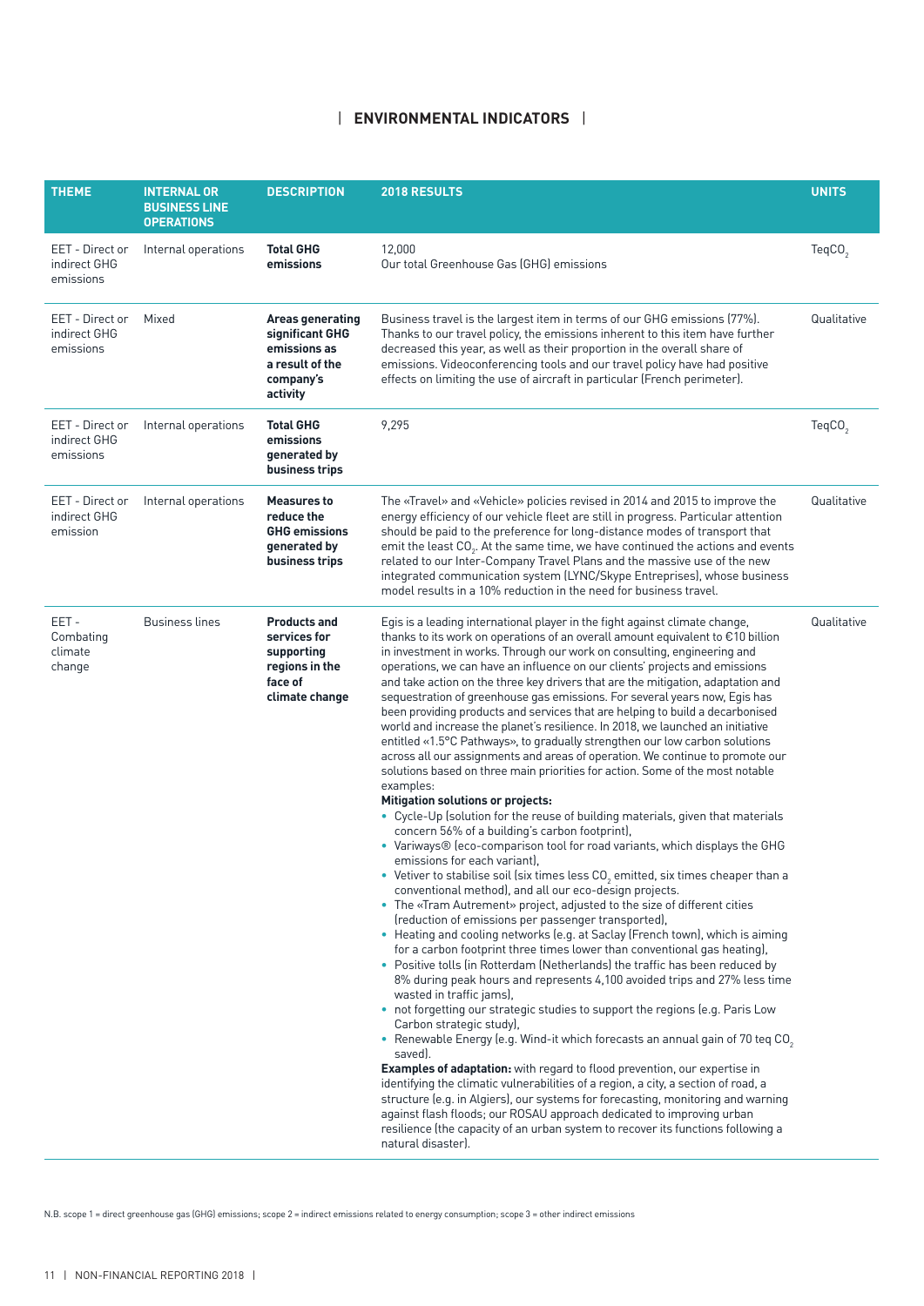## ENVIRONMENTAL INDICATORS

| THEME | INTERNAL OR BUSINESS LINE OPERATIONS | DESCRIPTION | 2018 RESULTS | UNITS |
|---|---|---|---|---|
| EET - Direct or indirect GHG emissions | Internal operations | **Total GHG emissions** | 12,000<br>Our total Greenhouse Gas (GHG) emissions | $TeqCO_2$ |
| EET - Direct or indirect GHG emissions | Mixed | **Areas generating significant GHG emissions as a result of the company's activity** | Business travel is the largest item in terms of our GHG emissions (77%). Thanks to our travel policy, the emissions inherent to this item have further decreased this year, as well as their proportion in the overall share of emissions. Videoconferencing tools and our travel policy have had positive effects on limiting the use of aircraft in particular (French perimeter). | Qualitative |
| EET - Direct or indirect GHG emissions | Internal operations | **Total GHG emissions generated by business trips** | 9,295 | $TeqCO_2$ |
| EET - Direct or indirect GHG emission | Internal operations | **Measures to reduce the GHG emissions generated by business trips** | The «Travel» and «Vehicle» policies revised in 2014 and 2015 to improve the energy efficiency of our vehicle fleet are still in progress. Particular attention should be paid to the preference for long-distance modes of transport that emit the least $CO_2$. At the same time, we have continued the actions and events related to our Inter-Company Travel Plans and the massive use of the new integrated communication system (LYNC/Skype Entreprises), whose business model results in a 10% reduction in the need for business travel. | Qualitative |
| EET - Combating climate change | Business lines | **Products and services for supporting regions in the face of climate change** | Egis is a leading international player in the fight against climate change, thanks to its work on operations of an overall amount equivalent to €10 billion in investment in works. Through our work on consulting, engineering and operations, we can have an influence on our clients' projects and emissions and take action on the three key drivers that are the mitigation, adaptation and sequestration of greenhouse gas emissions. For several years now, Egis has been providing products and services that are helping to build a decarbonised world and increase the planet's resilience. In 2018, we launched an initiative entitled «1.5°C Pathways», to gradually strengthen our low carbon solutions across all our assignments and areas of operation. We continue to promote our solutions based on three main priorities for action. Some of the most notable examples:<br>**Mitigation solutions or projects:**<br>• Cycle-Up (solution for the reuse of building materials, given that materials concern 56% of a building's carbon footprint),<br>• Variways® (eco-comparison tool for road variants, which displays the GHG emissions for each variant),<br>• Vetiver to stabilise soil (six times less $CO_2$ emitted, six times cheaper than a conventional method), and all our eco-design projects.<br>• The «Tram Autrement» project, adjusted to the size of different cities (reduction of emissions per passenger transported),<br>• Heating and cooling networks (e.g. at Saclay (French town), which is aiming for a carbon footprint three times lower than conventional gas heating),<br>• Positive tolls (in Rotterdam (Netherlands) the traffic has been reduced by 8% during peak hours and represents 4,100 avoided trips and 27% less time wasted in traffic jams),<br>• not forgetting our strategic studies to support the regions (e.g. Paris Low Carbon strategic study),<br>• Renewable Energy (e.g. Wind-it which forecasts an annual gain of 70 teq $CO_2$ saved).<br>**Examples of adaptation:** with regard to flood prevention, our expertise in identifying the climatic vulnerabilities of a region, a city, a section of road, a structure (e.g. in Algiers), our systems for forecasting, monitoring and warning against flash floods; our ROSAU approach dedicated to improving urban resilience (the capacity of an urban system to recover its functions following a natural disaster). | Qualitative |

N.B. scope 1 = direct greenhouse gas (GHG) emissions; scope 2 = indirect emissions related to energy consumption; scope 3 = other indirect emissions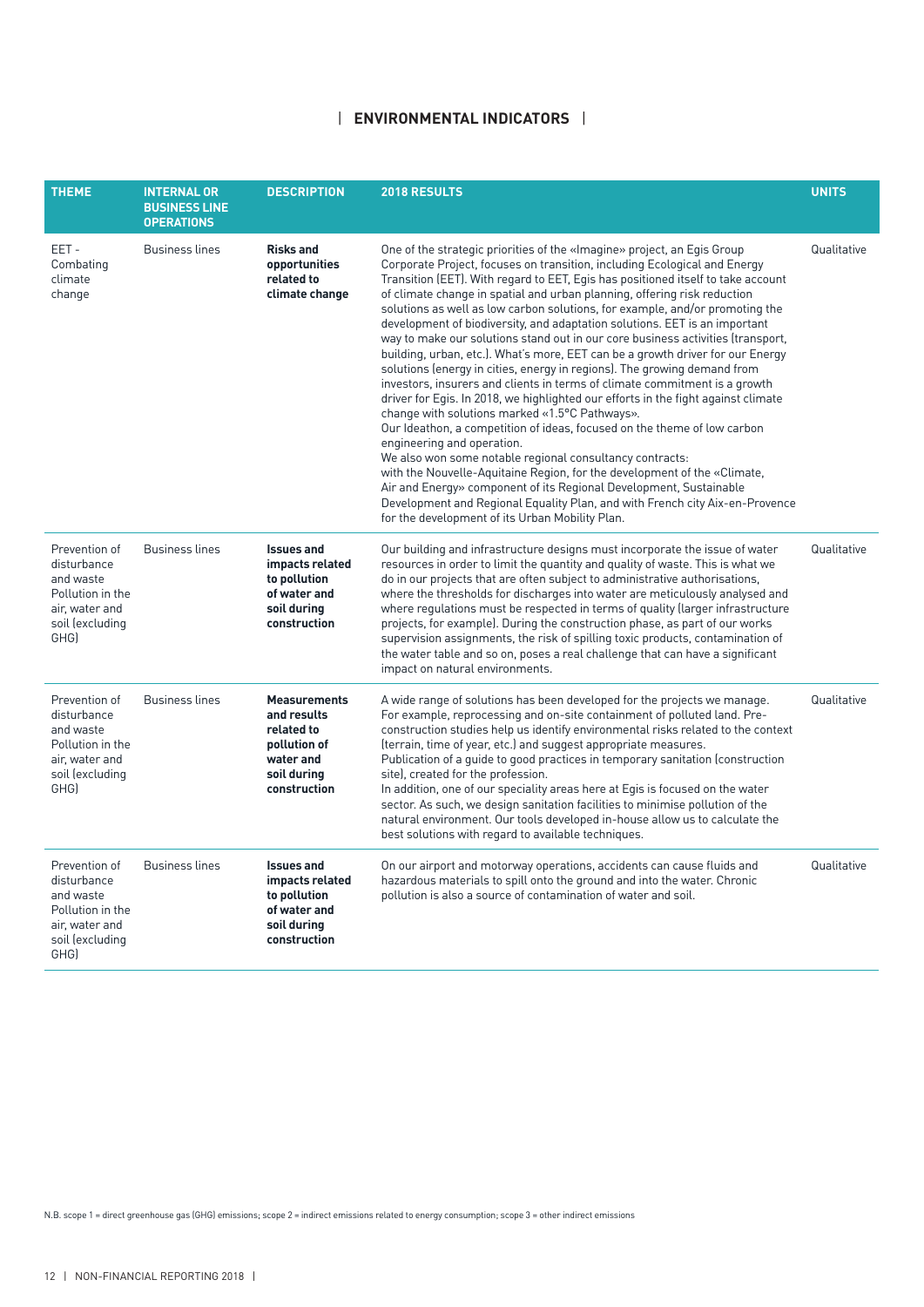## ENVIRONMENTAL INDICATORS

| THEME | INTERNAL OR BUSINESS LINE OPERATIONS | DESCRIPTION | 2018 RESULTS | UNITS |
|---|---|---|---|---|
| EET - Combating climate change | Business lines | **Risks and opportunities related to climate change** | One of the strategic priorities of the «Imagine» project, an Egis Group Corporate Project, focuses on transition, including Ecological and Energy Transition (EET). With regard to EET, Egis has positioned itself to take account of climate change in spatial and urban planning, offering risk reduction solutions as well as low carbon solutions, for example, and/or promoting the development of biodiversity, and adaptation solutions. EET is an important way to make our solutions stand out in our core business activities (transport, building, urban, etc.). What's more, EET can be a growth driver for our Energy solutions (energy in cities, energy in regions). The growing demand from investors, insurers and clients in terms of climate commitment is a growth driver for Egis. In 2018, we highlighted our efforts in the fight against climate change with solutions marked «1.5°C Pathways».<br>Our Ideathon, a competition of ideas, focused on the theme of low carbon engineering and operation.<br>We also won some notable regional consultancy contracts:<br>with the Nouvelle-Aquitaine Region, for the development of the «Climate, Air and Energy» component of its Regional Development, Sustainable Development and Regional Equality Plan, and with French city Aix-en-Provence for the development of its Urban Mobility Plan. | Qualitative |
| Prevention of disturbance and waste Pollution in the air, water and soil (excluding GHG) | Business lines | **Issues and impacts related to pollution of water and soil during construction** | Our building and infrastructure designs must incorporate the issue of water resources in order to limit the quantity and quality of waste. This is what we do in our projects that are often subject to administrative authorisations, where the thresholds for discharges into water are meticulously analysed and where regulations must be respected in terms of quality (larger infrastructure projects, for example). During the construction phase, as part of our works supervision assignments, the risk of spilling toxic products, contamination of the water table and so on, poses a real challenge that can have a significant impact on natural environments. | Qualitative |
| Prevention of disturbance and waste Pollution in the air, water and soil (excluding GHG) | Business lines | **Measurements and results related to pollution of water and soil during construction** | A wide range of solutions has been developed for the projects we manage. For example, reprocessing and on-site containment of polluted land. Pre-construction studies help us identify environmental risks related to the context (terrain, time of year, etc.) and suggest appropriate measures.<br>Publication of a guide to good practices in temporary sanitation (construction site), created for the profession.<br>In addition, one of our speciality areas here at Egis is focused on the water sector. As such, we design sanitation facilities to minimise pollution of the natural environment. Our tools developed in-house allow us to calculate the best solutions with regard to available techniques. | Qualitative |
| Prevention of disturbance and waste Pollution in the air, water and soil (excluding GHG) | Business lines | **Issues and impacts related to pollution of water and soil during construction** | On our airport and motorway operations, accidents can cause fluids and hazardous materials to spill onto the ground and into the water. Chronic pollution is also a source of contamination of water and soil. | Qualitative |

N.B. scope 1 = direct greenhouse gas (GHG) emissions; scope 2 = indirect emissions related to energy consumption; scope 3 = other indirect emissions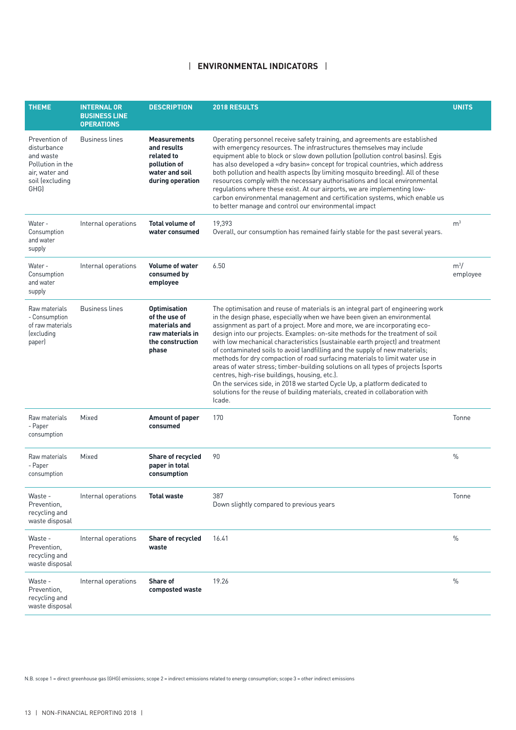## ENVIRONMENTAL INDICATORS

| THEME | INTERNAL OR BUSINESS LINE OPERATIONS | DESCRIPTION | 2018 RESULTS | UNITS |
|---|---|---|---|---|
| Prevention of disturbance and waste Pollution in the air, water and soil (excluding GHG) | Business lines | **Measurements and results related to pollution of water and soil during operation** | Operating personnel receive safety training, and agreements are established with emergency resources. The infrastructures themselves may include equipment able to block or slow down pollution (pollution control basins). Egis has also developed a «dry basin» concept for tropical countries, which address both pollution and health aspects (by limiting mosquito breeding). All of these resources comply with the necessary authorisations and local environmental regulations where these exist. At our airports, we are implementing low-carbon environmental management and certification systems, which enable us to better manage and control our environmental impact | |
| Water - Consumption and water supply | Internal operations | **Total volume of water consumed** | 19,393<br>Overall, our consumption has remained fairly stable for the past several years. | $m^3$ |
| Water - Consumption and water supply | Internal operations | **Volume of water consumed by employee** | 6.50 | $m^3$/ employee |
| Raw materials - Consumption of raw materials (excluding paper) | Business lines | **Optimisation of the use of materials and raw materials in the construction phase** | The optimisation and reuse of materials is an integral part of engineering work in the design phase, especially when we have been given an environmental assignment as part of a project. More and more, we are incorporating eco-design into our projects. Examples: on-site methods for the treatment of soil with low mechanical characteristics (sustainable earth project) and treatment of contaminated soils to avoid landfilling and the supply of new materials; methods for dry compaction of road surfacing materials to limit water use in areas of water stress; timber-building solutions on all types of projects (sports centres, high-rise buildings, housing, etc.).<br>On the services side, in 2018 we started Cycle Up, a platform dedicated to solutions for the reuse of building materials, created in collaboration with Icade. | |
| Raw materials - Paper consumption | Mixed | **Amount of paper consumed** | 170 | Tonne |
| Raw materials - Paper consumption | Mixed | **Share of recycled paper in total consumption** | 90 | % |
| Waste - Prevention, recycling and waste disposal | Internal operations | **Total waste** | 387<br>Down slightly compared to previous years | Tonne |
| Waste - Prevention, recycling and waste disposal | Internal operations | **Share of recycled waste** | 16.41 | % |
| Waste - Prevention, recycling and waste disposal | Internal operations | **Share of composted waste** | 19.26 | % |

N.B. scope 1 = direct greenhouse gas (GHG) emissions; scope 2 = indirect emissions related to energy consumption; scope 3 = other indirect emissions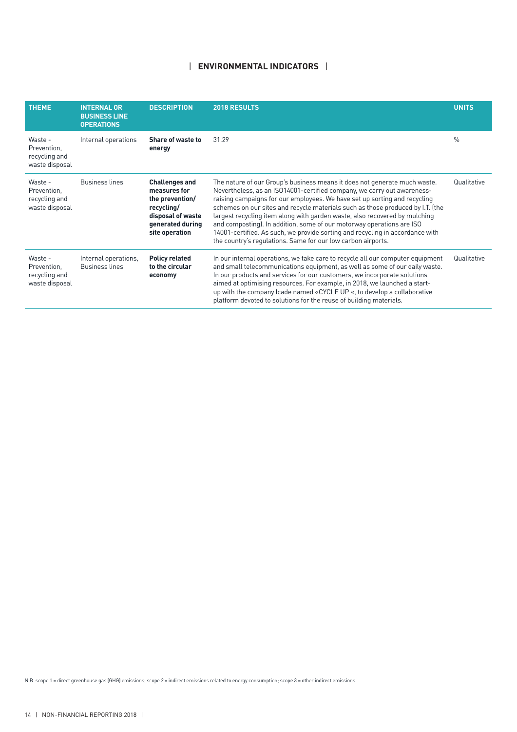## ENVIRONMENTAL INDICATORS

| THEME | INTERNAL OR BUSINESS LINE OPERATIONS | DESCRIPTION | 2018 RESULTS | UNITS |
|---|---|---|---|---|
| Waste - Prevention, recycling and waste disposal | Internal operations | **Share of waste to energy** | 31.29 | % |
| Waste - Prevention, recycling and waste disposal | Business lines | **Challenges and measures for the prevention/ recycling/ disposal of waste generated during site operation** | The nature of our Group's business means it does not generate much waste. Nevertheless, as an ISO14001-certified company, we carry out awareness-raising campaigns for our employees. We have set up sorting and recycling schemes on our sites and recycle materials such as those produced by I.T. (the largest recycling item along with garden waste, also recovered by mulching and composting). In addition, some of our motorway operations are ISO 14001-certified. As such, we provide sorting and recycling in accordance with the country's regulations. Same for our low carbon airports. | Qualitative |
| Waste - Prevention, recycling and waste disposal | Internal operations, Business lines | **Policy related to the circular economy** | In our internal operations, we take care to recycle all our computer equipment and small telecommunications equipment, as well as some of our daily waste. In our products and services for our customers, we incorporate solutions aimed at optimising resources. For example, in 2018, we launched a start-up with the company Icade named «CYCLE UP «, to develop a collaborative platform devoted to solutions for the reuse of building materials. | Qualitative |

N.B. scope 1 = direct greenhouse gas (GHG) emissions; scope 2 = indirect emissions related to energy consumption; scope 3 = other indirect emissions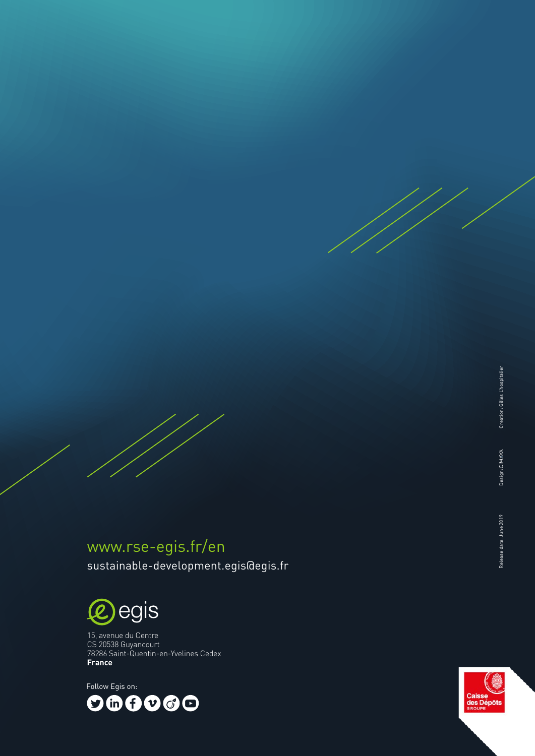www.rse-egis.fr/en

sustainable-development.egis@egis.fr

egis

15, avenue du Centre
CS 20538 Guyancourt
78286 Saint-Quentin-en-Yvelines Cedex
**France**

Follow Egis on:

Release date: June 2019 Design: CIMAYA Creation: Gilles L'hospitalier

Caisse des Dépôts GROUPE